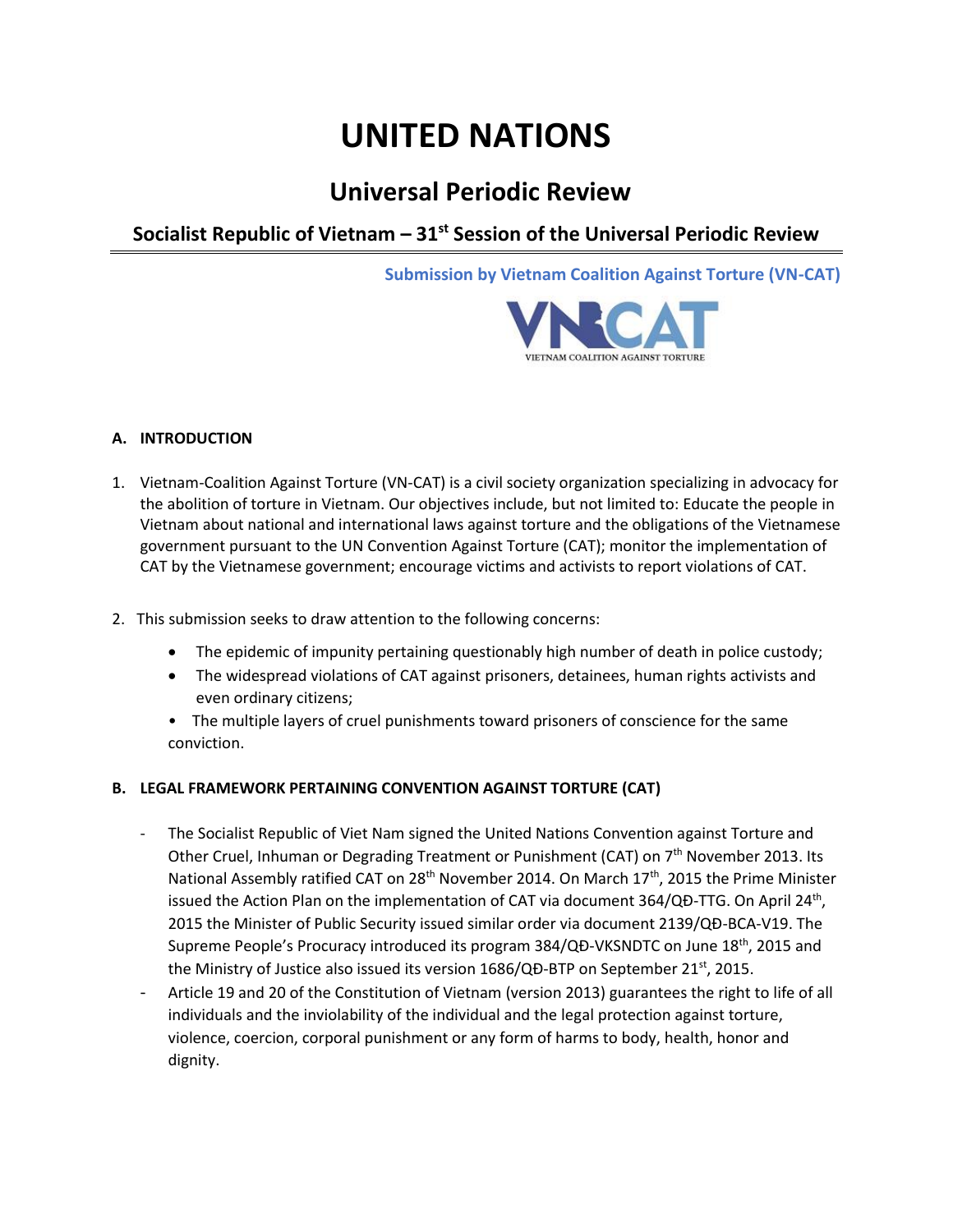# UNITED NATIONS

## Universal Periodic Review

### Socialist Republic of Vietnam – 31st Session of the Universal Periodic Review

**Submission by Vietnam Coalition Against Torture (VN-CAT)**

VNCAT
VIETNAM COALITION AGAINST TORTURE

#### A. INTRODUCTION

1. Vietnam-Coalition Against Torture (VN-CAT) is a civil society organization specializing in advocacy for the abolition of torture in Vietnam. Our objectives include, but not limited to: Educate the people in Vietnam about national and international laws against torture and the obligations of the Vietnamese government pursuant to the UN Convention Against Torture (CAT); monitor the implementation of CAT by the Vietnamese government; encourage victims and activists to report violations of CAT.

2. This submission seeks to draw attention to the following concerns:

    - The epidemic of impunity pertaining questionably high number of death in police custody;
    - The widespread violations of CAT against prisoners, detainees, human rights activists and even ordinary citizens;
    - The multiple layers of cruel punishments toward prisoners of conscience for the same conviction.

#### B. LEGAL FRAMEWORK PERTAINING CONVENTION AGAINST TORTURE (CAT)

- The Socialist Republic of Viet Nam signed the United Nations Convention against Torture and Other Cruel, Inhuman or Degrading Treatment or Punishment (CAT) on 7th November 2013. Its National Assembly ratified CAT on 28th November 2014. On March 17th, 2015 the Prime Minister issued the Action Plan on the implementation of CAT via document 364/QĐ-TTG. On April 24th, 2015 the Minister of Public Security issued similar order via document 2139/QĐ-BCA-V19. The Supreme People's Procuracy introduced its program 384/QĐ-VKSNDTC on June 18th, 2015 and the Ministry of Justice also issued its version 1686/QĐ-BTP on September 21st, 2015.
- Article 19 and 20 of the Constitution of Vietnam (version 2013) guarantees the right to life of all individuals and the inviolability of the individual and the legal protection against torture, violence, coercion, corporal punishment or any form of harms to body, health, honor and dignity.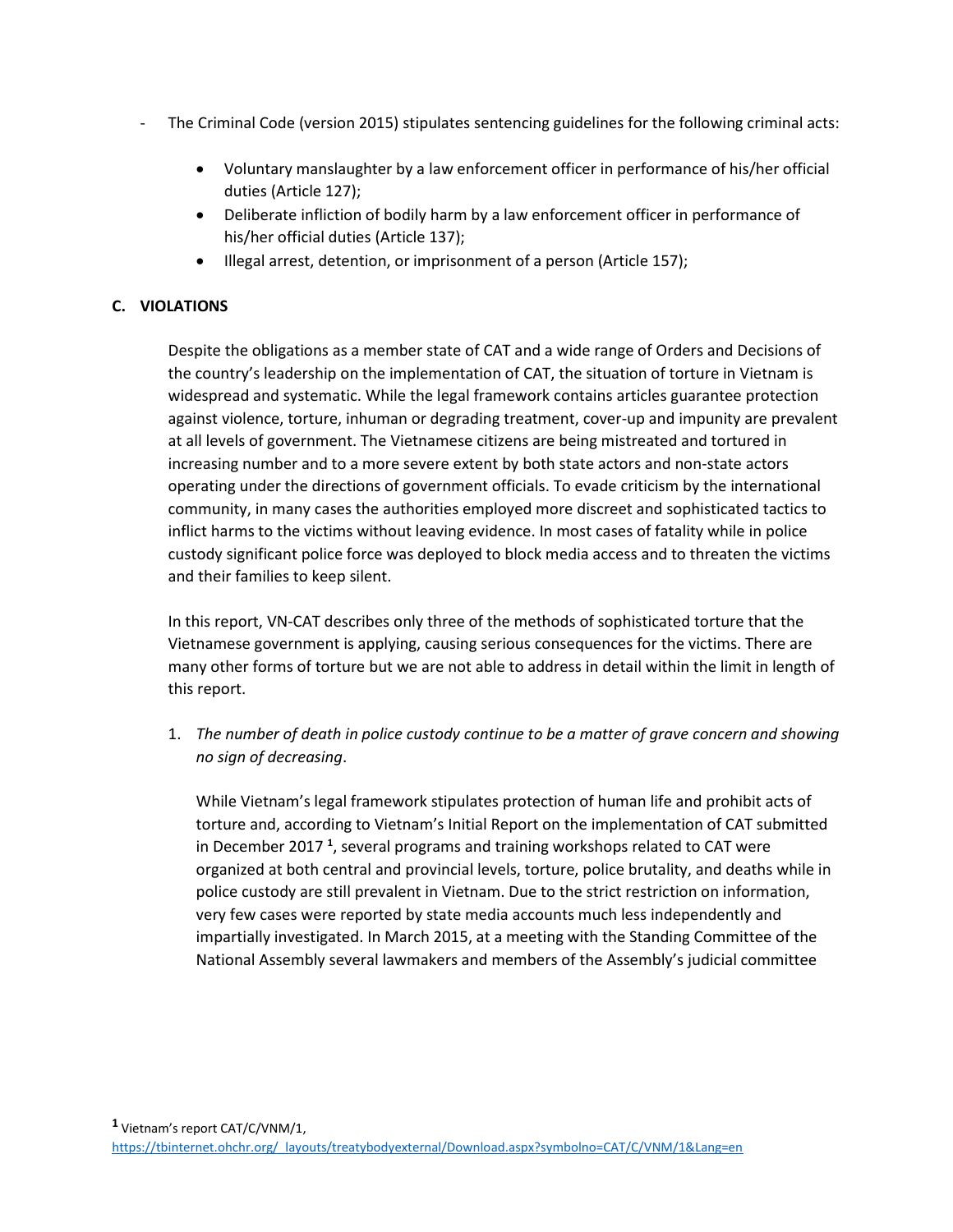- The Criminal Code (version 2015) stipulates sentencing guidelines for the following criminal acts:

    - Voluntary manslaughter by a law enforcement officer in performance of his/her official duties (Article 127);
    - Deliberate infliction of bodily harm by a law enforcement officer in performance of his/her official duties (Article 137);
    - Illegal arrest, detention, or imprisonment of a person (Article 157);

## C. VIOLATIONS

Despite the obligations as a member state of CAT and a wide range of Orders and Decisions of the country's leadership on the implementation of CAT, the situation of torture in Vietnam is widespread and systematic. While the legal framework contains articles guarantee protection against violence, torture, inhuman or degrading treatment, cover-up and impunity are prevalent at all levels of government. The Vietnamese citizens are being mistreated and tortured in increasing number and to a more severe extent by both state actors and non-state actors operating under the directions of government officials. To evade criticism by the international community, in many cases the authorities employed more discreet and sophisticated tactics to inflict harms to the victims without leaving evidence. In most cases of fatality while in police custody significant police force was deployed to block media access and to threaten the victims and their families to keep silent.

In this report, VN-CAT describes only three of the methods of sophisticated torture that the Vietnamese government is applying, causing serious consequences for the victims. There are many other forms of torture but we are not able to address in detail within the limit in length of this report.

1. *The number of death in police custody continue to be a matter of grave concern and showing no sign of decreasing*.

    While Vietnam's legal framework stipulates protection of human life and prohibit acts of torture and, according to Vietnam's Initial Report on the implementation of CAT submitted in December 2017 [1], several programs and training workshops related to CAT were organized at both central and provincial levels, torture, police brutality, and deaths while in police custody are still prevalent in Vietnam. Due to the strict restriction on information, very few cases were reported by state media accounts much less independently and impartially investigated. In March 2015, at a meeting with the Standing Committee of the National Assembly several lawmakers and members of the Assembly's judicial committee

[1] Vietnam's report CAT/C/VNM/1, https://tbinternet.ohchr.org/_layouts/treatybodyexternal/Download.aspx?symbolno=CAT/C/VNM/1&Lang=en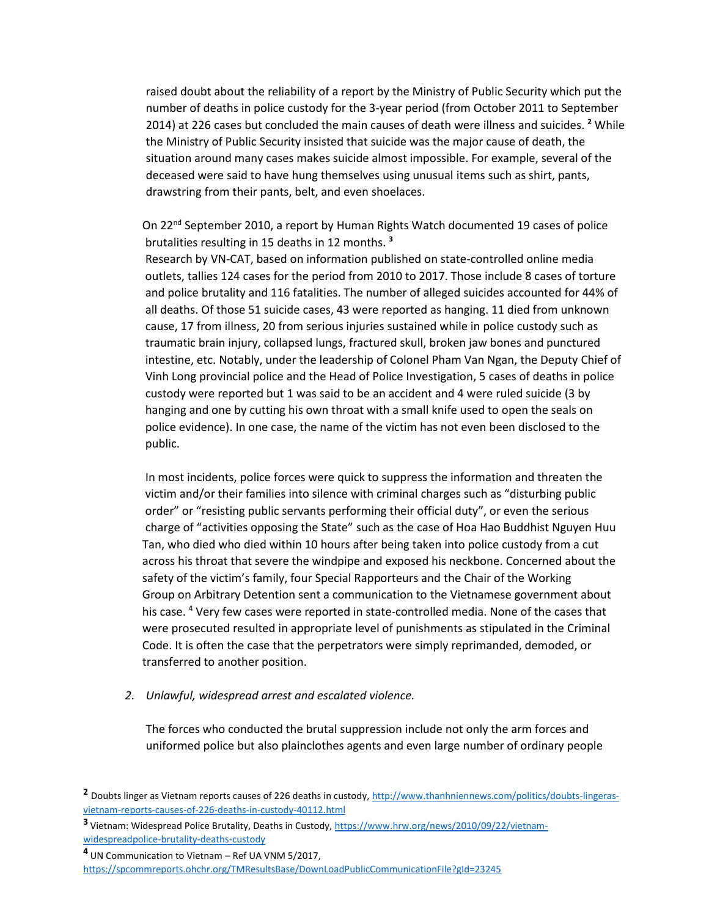raised doubt about the reliability of a report by the Ministry of Public Security which put the number of deaths in police custody for the 3-year period (from October 2011 to September 2014) at 226 cases but concluded the main causes of death were illness and suicides. [2] While the Ministry of Public Security insisted that suicide was the major cause of death, the situation around many cases makes suicide almost impossible. For example, several of the deceased were said to have hung themselves using unusual items such as shirt, pants, drawstring from their pants, belt, and even shoelaces.

On 22nd September 2010, a report by Human Rights Watch documented 19 cases of police brutalities resulting in 15 deaths in 12 months. [3]

Research by VN-CAT, based on information published on state-controlled online media outlets, tallies 124 cases for the period from 2010 to 2017. Those include 8 cases of torture and police brutality and 116 fatalities. The number of alleged suicides accounted for 44% of all deaths. Of those 51 suicide cases, 43 were reported as hanging. 11 died from unknown cause, 17 from illness, 20 from serious injuries sustained while in police custody such as traumatic brain injury, collapsed lungs, fractured skull, broken jaw bones and punctured intestine, etc. Notably, under the leadership of Colonel Pham Van Ngan, the Deputy Chief of Vinh Long provincial police and the Head of Police Investigation, 5 cases of deaths in police custody were reported but 1 was said to be an accident and 4 were ruled suicide (3 by hanging and one by cutting his own throat with a small knife used to open the seals on police evidence). In one case, the name of the victim has not even been disclosed to the public.

In most incidents, police forces were quick to suppress the information and threaten the victim and/or their families into silence with criminal charges such as "disturbing public order" or "resisting public servants performing their official duty", or even the serious charge of "activities opposing the State" such as the case of Hoa Hao Buddhist Nguyen Huu Tan, who died who died within 10 hours after being taken into police custody from a cut across his throat that severe the windpipe and exposed his neckbone. Concerned about the safety of the victim's family, four Special Rapporteurs and the Chair of the Working Group on Arbitrary Detention sent a communication to the Vietnamese government about his case. [4] Very few cases were reported in state-controlled media. None of the cases that were prosecuted resulted in appropriate level of punishments as stipulated in the Criminal Code. It is often the case that the perpetrators were simply reprimanded, demoded, or transferred to another position.

2. *Unlawful, widespread arrest and escalated violence.*

The forces who conducted the brutal suppression include not only the arm forces and uniformed police but also plainclothes agents and even large number of ordinary people

---

[2] Doubts linger as Vietnam reports causes of 226 deaths in custody, http://www.thanhniennews.com/politics/doubts-lingeras-vietnam-reports-causes-of-226-deaths-in-custody-40112.html

[3] Vietnam: Widespread Police Brutality, Deaths in Custody, https://www.hrw.org/news/2010/09/22/vietnam-widespreadpolice-brutality-deaths-custody

[4] UN Communication to Vietnam – Ref UA VNM 5/2017, https://spcommreports.ohchr.org/TMResultsBase/DownLoadPublicCommunicationFile?gId=23245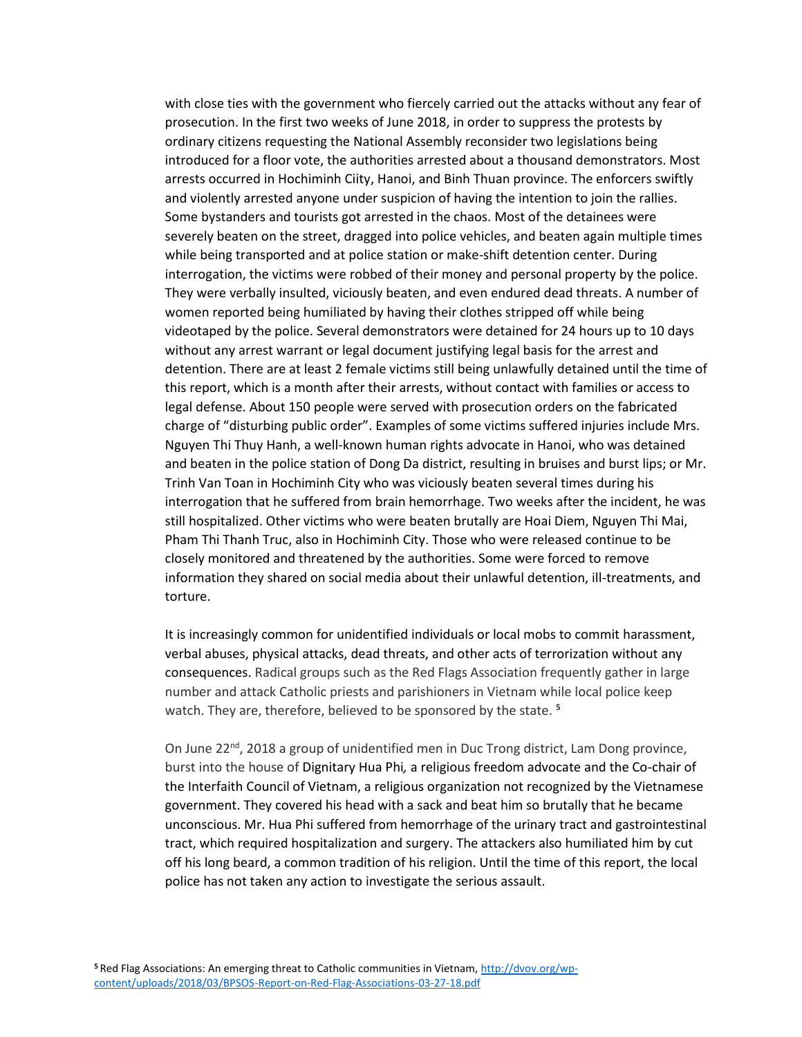with close ties with the government who fiercely carried out the attacks without any fear of prosecution. In the first two weeks of June 2018, in order to suppress the protests by ordinary citizens requesting the National Assembly reconsider two legislations being introduced for a floor vote, the authorities arrested about a thousand demonstrators. Most arrests occurred in Hochiminh Ciity, Hanoi, and Binh Thuan province. The enforcers swiftly and violently arrested anyone under suspicion of having the intention to join the rallies. Some bystanders and tourists got arrested in the chaos. Most of the detainees were severely beaten on the street, dragged into police vehicles, and beaten again multiple times while being transported and at police station or make-shift detention center. During interrogation, the victims were robbed of their money and personal property by the police. They were verbally insulted, viciously beaten, and even endured dead threats. A number of women reported being humiliated by having their clothes stripped off while being videotaped by the police. Several demonstrators were detained for 24 hours up to 10 days without any arrest warrant or legal document justifying legal basis for the arrest and detention. There are at least 2 female victims still being unlawfully detained until the time of this report, which is a month after their arrests, without contact with families or access to legal defense. About 150 people were served with prosecution orders on the fabricated charge of "disturbing public order". Examples of some victims suffered injuries include Mrs. Nguyen Thi Thuy Hanh, a well-known human rights advocate in Hanoi, who was detained and beaten in the police station of Dong Da district, resulting in bruises and burst lips; or Mr. Trinh Van Toan in Hochiminh City who was viciously beaten several times during his interrogation that he suffered from brain hemorrhage. Two weeks after the incident, he was still hospitalized. Other victims who were beaten brutally are Hoai Diem, Nguyen Thi Mai, Pham Thi Thanh Truc, also in Hochiminh City. Those who were released continue to be closely monitored and threatened by the authorities. Some were forced to remove information they shared on social media about their unlawful detention, ill-treatments, and torture.

It is increasingly common for unidentified individuals or local mobs to commit harassment, verbal abuses, physical attacks, dead threats, and other acts of terrorization without any consequences. Radical groups such as the Red Flags Association frequently gather in large number and attack Catholic priests and parishioners in Vietnam while local police keep watch. They are, therefore, believed to be sponsored by the state. [5]

On June 22nd, 2018 a group of unidentified men in Duc Trong district, Lam Dong province, burst into the house of Dignitary Hua Phi*,* a religious freedom advocate and the Co-chair of the Interfaith Council of Vietnam, a religious organization not recognized by the Vietnamese government. They covered his head with a sack and beat him so brutally that he became unconscious. Mr. Hua Phi suffered from hemorrhage of the urinary tract and gastrointestinal tract, which required hospitalization and surgery. The attackers also humiliated him by cut off his long beard, a common tradition of his religion. Until the time of this report, the local police has not taken any action to investigate the serious assault.

[5] Red Flag Associations: An emerging threat to Catholic communities in Vietnam, http://dvov.org/wp-content/uploads/2018/03/BPSOS-Report-on-Red-Flag-Associations-03-27-18.pdf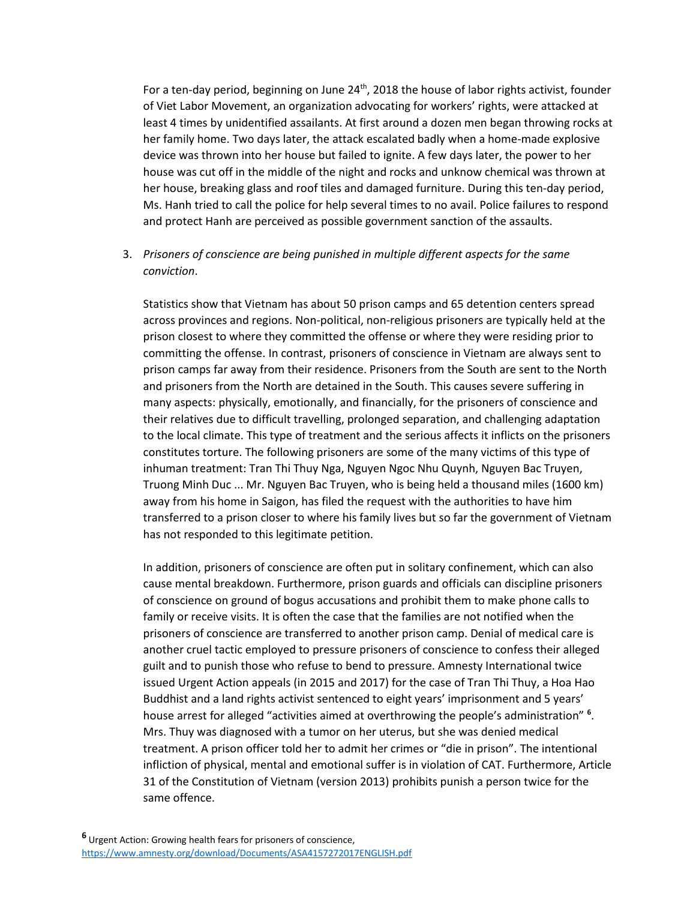For a ten-day period, beginning on June 24th, 2018 the house of labor rights activist, founder of Viet Labor Movement, an organization advocating for workers' rights, were attacked at least 4 times by unidentified assailants. At first around a dozen men began throwing rocks at her family home. Two days later, the attack escalated badly when a home-made explosive device was thrown into her house but failed to ignite. A few days later, the power to her house was cut off in the middle of the night and rocks and unknow chemical was thrown at her house, breaking glass and roof tiles and damaged furniture. During this ten-day period, Ms. Hanh tried to call the police for help several times to no avail. Police failures to respond and protect Hanh are perceived as possible government sanction of the assaults.

3. *Prisoners of conscience are being punished in multiple different aspects for the same conviction*.

   Statistics show that Vietnam has about 50 prison camps and 65 detention centers spread across provinces and regions. Non-political, non-religious prisoners are typically held at the prison closest to where they committed the offense or where they were residing prior to committing the offense. In contrast, prisoners of conscience in Vietnam are always sent to prison camps far away from their residence. Prisoners from the South are sent to the North and prisoners from the North are detained in the South. This causes severe suffering in many aspects: physically, emotionally, and financially, for the prisoners of conscience and their relatives due to difficult travelling, prolonged separation, and challenging adaptation to the local climate. This type of treatment and the serious affects it inflicts on the prisoners constitutes torture. The following prisoners are some of the many victims of this type of inhuman treatment: Tran Thi Thuy Nga, Nguyen Ngoc Nhu Quynh, Nguyen Bac Truyen, Truong Minh Duc ... Mr. Nguyen Bac Truyen, who is being held a thousand miles (1600 km) away from his home in Saigon, has filed the request with the authorities to have him transferred to a prison closer to where his family lives but so far the government of Vietnam has not responded to this legitimate petition.

   In addition, prisoners of conscience are often put in solitary confinement, which can also cause mental breakdown. Furthermore, prison guards and officials can discipline prisoners of conscience on ground of bogus accusations and prohibit them to make phone calls to family or receive visits. It is often the case that the families are not notified when the prisoners of conscience are transferred to another prison camp. Denial of medical care is another cruel tactic employed to pressure prisoners of conscience to confess their alleged guilt and to punish those who refuse to bend to pressure. Amnesty International twice issued Urgent Action appeals (in 2015 and 2017) for the case of Tran Thi Thuy, a Hoa Hao Buddhist and a land rights activist sentenced to eight years' imprisonment and 5 years' house arrest for alleged "activities aimed at overthrowing the people's administration" [6]. Mrs. Thuy was diagnosed with a tumor on her uterus, but she was denied medical treatment. A prison officer told her to admit her crimes or "die in prison". The intentional infliction of physical, mental and emotional suffer is in violation of CAT. Furthermore, Article 31 of the Constitution of Vietnam (version 2013) prohibits punish a person twice for the same offence.

[6] Urgent Action: Growing health fears for prisoners of conscience, https://www.amnesty.org/download/Documents/ASA4157272017ENGLISH.pdf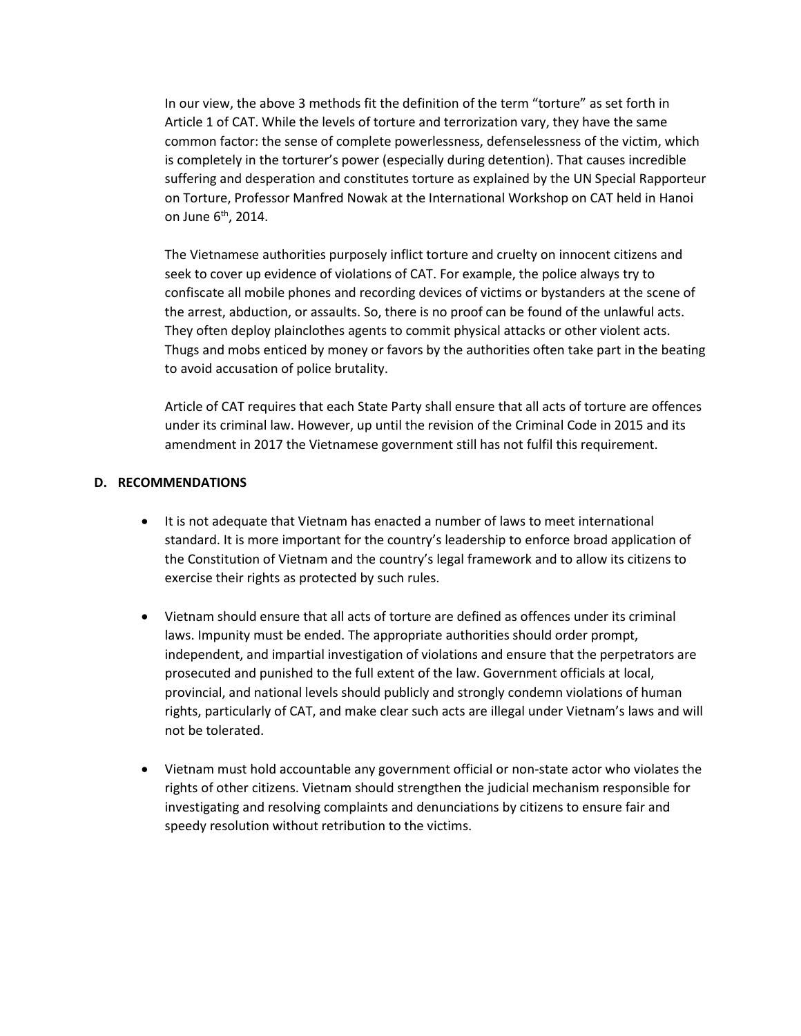In our view, the above 3 methods fit the definition of the term "torture" as set forth in Article 1 of CAT. While the levels of torture and terrorization vary, they have the same common factor: the sense of complete powerlessness, defenselessness of the victim, which is completely in the torturer's power (especially during detention). That causes incredible suffering and desperation and constitutes torture as explained by the UN Special Rapporteur on Torture, Professor Manfred Nowak at the International Workshop on CAT held in Hanoi on June 6th, 2014.

The Vietnamese authorities purposely inflict torture and cruelty on innocent citizens and seek to cover up evidence of violations of CAT. For example, the police always try to confiscate all mobile phones and recording devices of victims or bystanders at the scene of the arrest, abduction, or assaults. So, there is no proof can be found of the unlawful acts. They often deploy plainclothes agents to commit physical attacks or other violent acts. Thugs and mobs enticed by money or favors by the authorities often take part in the beating to avoid accusation of police brutality.

Article of CAT requires that each State Party shall ensure that all acts of torture are offences under its criminal law. However, up until the revision of the Criminal Code in 2015 and its amendment in 2017 the Vietnamese government still has not fulfil this requirement.

## D. RECOMMENDATIONS

- It is not adequate that Vietnam has enacted a number of laws to meet international standard. It is more important for the country's leadership to enforce broad application of the Constitution of Vietnam and the country's legal framework and to allow its citizens to exercise their rights as protected by such rules.

- Vietnam should ensure that all acts of torture are defined as offences under its criminal laws. Impunity must be ended. The appropriate authorities should order prompt, independent, and impartial investigation of violations and ensure that the perpetrators are prosecuted and punished to the full extent of the law. Government officials at local, provincial, and national levels should publicly and strongly condemn violations of human rights, particularly of CAT, and make clear such acts are illegal under Vietnam's laws and will not be tolerated.

- Vietnam must hold accountable any government official or non-state actor who violates the rights of other citizens. Vietnam should strengthen the judicial mechanism responsible for investigating and resolving complaints and denunciations by citizens to ensure fair and speedy resolution without retribution to the victims.